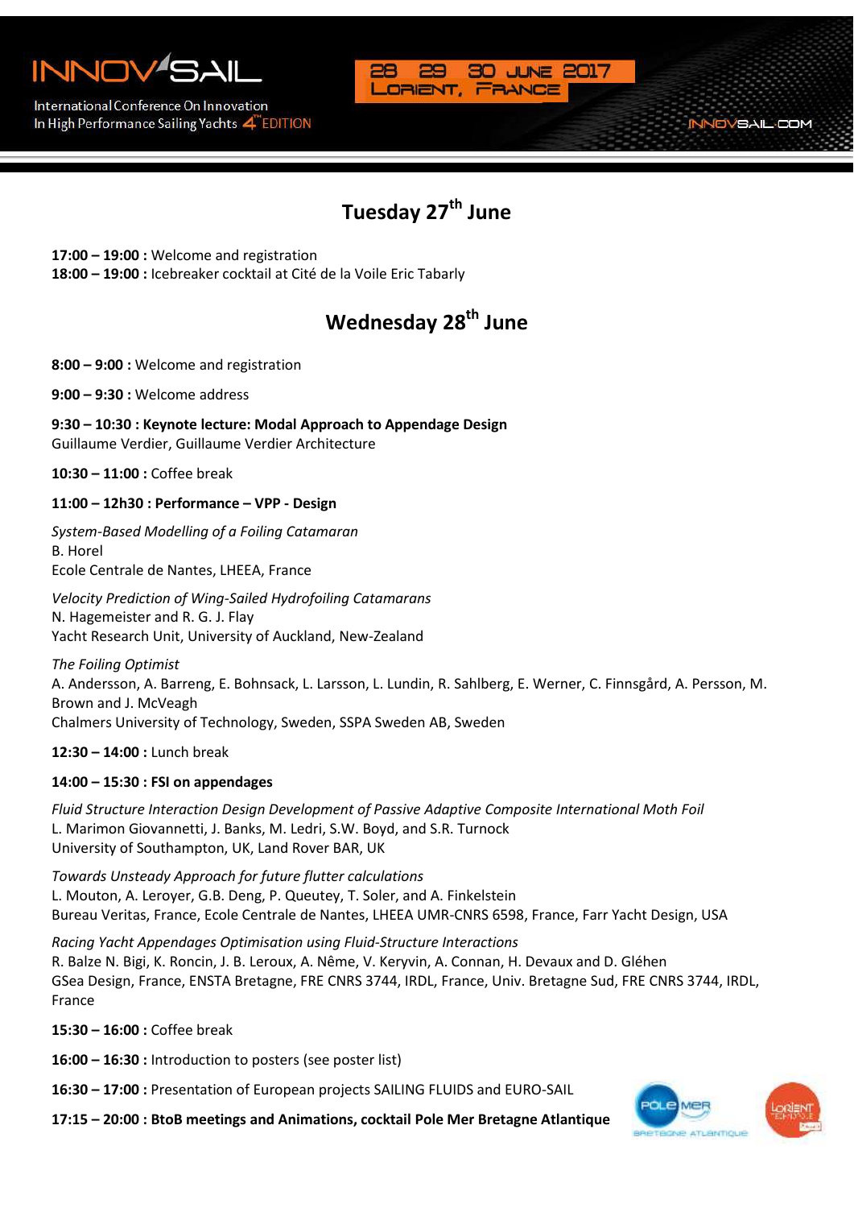INNOV'SAIL

International Conference On Innovation In High Performance Sailing Yachts 4TH EDITION

28 29 30 JUNE 2017 LORIENT, FRANCE

INNOVSAIL.COM

# Tuesday 27th June

**17:00 – 19:00 :** Welcome and registration
**18:00 – 19:00 :** Icebreaker cocktail at Cité de la Voile Eric Tabarly

# Wednesday 28th June

**8:00 – 9:00 :** Welcome and registration

**9:00 – 9:30 :** Welcome address

**9:30 – 10:30 : Keynote lecture: Modal Approach to Appendage Design**
Guillaume Verdier, Guillaume Verdier Architecture

**10:30 – 11:00 :** Coffee break

**11:00 – 12h30 : Performance – VPP - Design**

*System-Based Modelling of a Foiling Catamaran*
B. Horel
Ecole Centrale de Nantes, LHEEA, France

*Velocity Prediction of Wing-Sailed Hydrofoiling Catamarans*
N. Hagemeister and R. G. J. Flay
Yacht Research Unit, University of Auckland, New-Zealand

*The Foiling Optimist*
A. Andersson, A. Barreng, E. Bohnsack, L. Larsson, L. Lundin, R. Sahlberg, E. Werner, C. Finnsgård, A. Persson, M. Brown and J. McVeagh
Chalmers University of Technology, Sweden, SSPA Sweden AB, Sweden

**12:30 – 14:00 :** Lunch break

**14:00 – 15:30 : FSI on appendages**

*Fluid Structure Interaction Design Development of Passive Adaptive Composite International Moth Foil*
L. Marimon Giovannetti, J. Banks, M. Ledri, S.W. Boyd, and S.R. Turnock
University of Southampton, UK, Land Rover BAR, UK

*Towards Unsteady Approach for future flutter calculations*
L. Mouton, A. Leroyer, G.B. Deng, P. Queutey, T. Soler, and A. Finkelstein
Bureau Veritas, France, Ecole Centrale de Nantes, LHEEA UMR-CNRS 6598, France, Farr Yacht Design, USA

*Racing Yacht Appendages Optimisation using Fluid-Structure Interactions*
R. Balze N. Bigi, K. Roncin, J. B. Leroux, A. Nême, V. Keryvin, A. Connan, H. Devaux and D. Gléhen
GSea Design, France, ENSTA Bretagne, FRE CNRS 3744, IRDL, France, Univ. Bretagne Sud, FRE CNRS 3744, IRDL, France

**15:30 – 16:00 :** Coffee break

**16:00 – 16:30 :** Introduction to posters (see poster list)

**16:30 – 17:00 :** Presentation of European projects SAILING FLUIDS and EURO-SAIL

**17:15 – 20:00 : BtoB meetings and Animations, cocktail Pole Mer Bretagne Atlantique**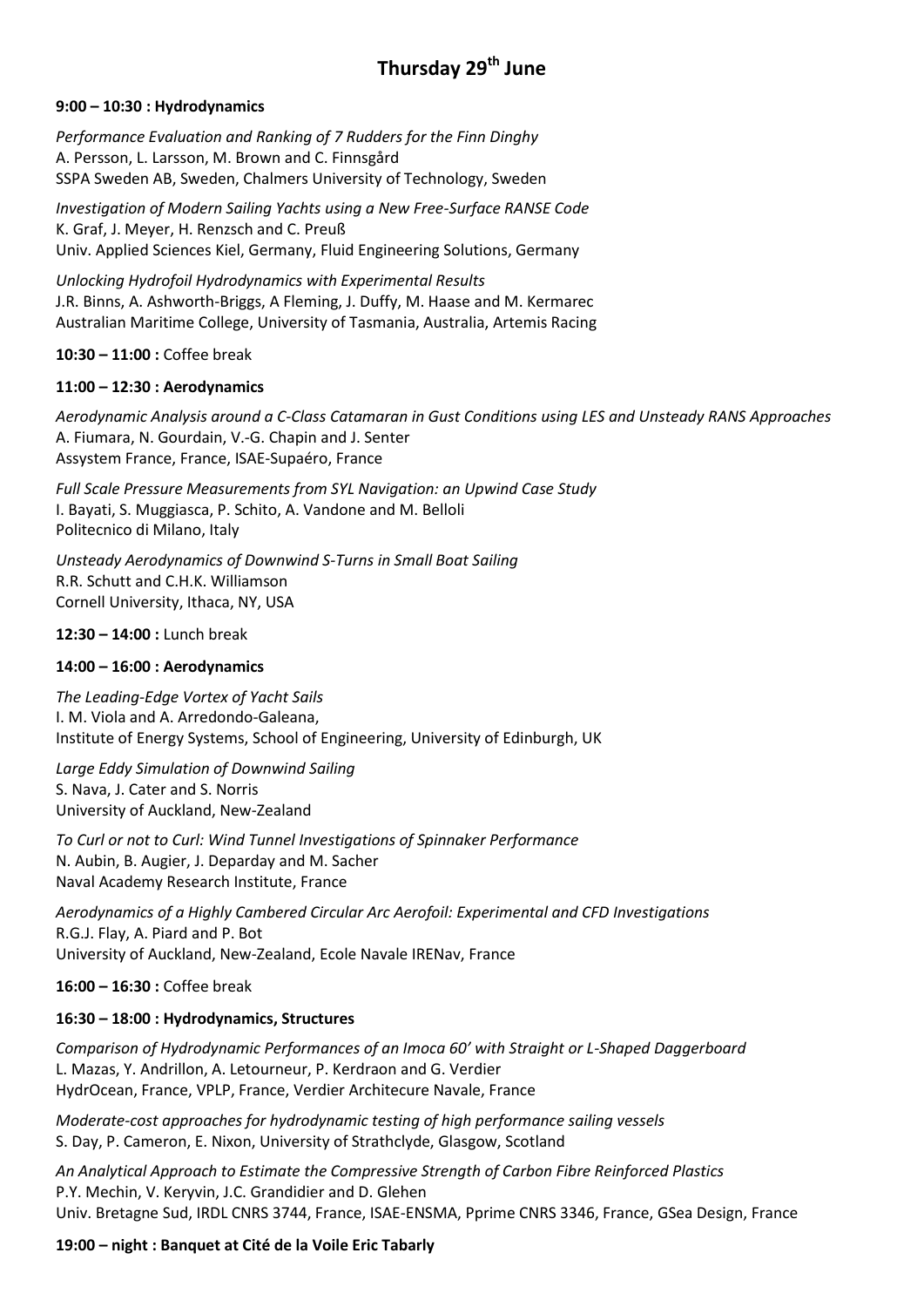# Thursday 29th June

**9:00 – 10:30 : Hydrodynamics**

*Performance Evaluation and Ranking of 7 Rudders for the Finn Dinghy*
A. Persson, L. Larsson, M. Brown and C. Finnsgård
SSPA Sweden AB, Sweden, Chalmers University of Technology, Sweden

*Investigation of Modern Sailing Yachts using a New Free-Surface RANSE Code*
K. Graf, J. Meyer, H. Renzsch and C. Preuß
Univ. Applied Sciences Kiel, Germany, Fluid Engineering Solutions, Germany

*Unlocking Hydrofoil Hydrodynamics with Experimental Results*
J.R. Binns, A. Ashworth-Briggs, A Fleming, J. Duffy, M. Haase and M. Kermarec
Australian Maritime College, University of Tasmania, Australia, Artemis Racing

**10:30 – 11:00 :** Coffee break

**11:00 – 12:30 : Aerodynamics**

*Aerodynamic Analysis around a C-Class Catamaran in Gust Conditions using LES and Unsteady RANS Approaches*
A. Fiumara, N. Gourdain, V.-G. Chapin and J. Senter
Assystem France, France, ISAE-Supaéro, France

*Full Scale Pressure Measurements from SYL Navigation: an Upwind Case Study*
I. Bayati, S. Muggiasca, P. Schito, A. Vandone and M. Belloli
Politecnico di Milano, Italy

*Unsteady Aerodynamics of Downwind S-Turns in Small Boat Sailing*
R.R. Schutt and C.H.K. Williamson
Cornell University, Ithaca, NY, USA

**12:30 – 14:00 :** Lunch break

**14:00 – 16:00 : Aerodynamics**

*The Leading-Edge Vortex of Yacht Sails*
I. M. Viola and A. Arredondo-Galeana,
Institute of Energy Systems, School of Engineering, University of Edinburgh, UK

*Large Eddy Simulation of Downwind Sailing*
S. Nava, J. Cater and S. Norris
University of Auckland, New-Zealand

*To Curl or not to Curl: Wind Tunnel Investigations of Spinnaker Performance*
N. Aubin, B. Augier, J. Deparday and M. Sacher
Naval Academy Research Institute, France

*Aerodynamics of a Highly Cambered Circular Arc Aerofoil: Experimental and CFD Investigations*
R.G.J. Flay, A. Piard and P. Bot
University of Auckland, New-Zealand, Ecole Navale IRENav, France

**16:00 – 16:30 :** Coffee break

**16:30 – 18:00 : Hydrodynamics, Structures**

*Comparison of Hydrodynamic Performances of an Imoca 60' with Straight or L-Shaped Daggerboard*
L. Mazas, Y. Andrillon, A. Letourneur, P. Kerdraon and G. Verdier
HydrOcean, France, VPLP, France, Verdier Architecure Navale, France

*Moderate-cost approaches for hydrodynamic testing of high performance sailing vessels*
S. Day, P. Cameron, E. Nixon, University of Strathclyde, Glasgow, Scotland

*An Analytical Approach to Estimate the Compressive Strength of Carbon Fibre Reinforced Plastics*
P.Y. Mechin, V. Keryvin, J.C. Grandidier and D. Glehen
Univ. Bretagne Sud, IRDL CNRS 3744, France, ISAE-ENSMA, Pprime CNRS 3346, France, GSea Design, France

**19:00 – night : Banquet at Cité de la Voile Eric Tabarly**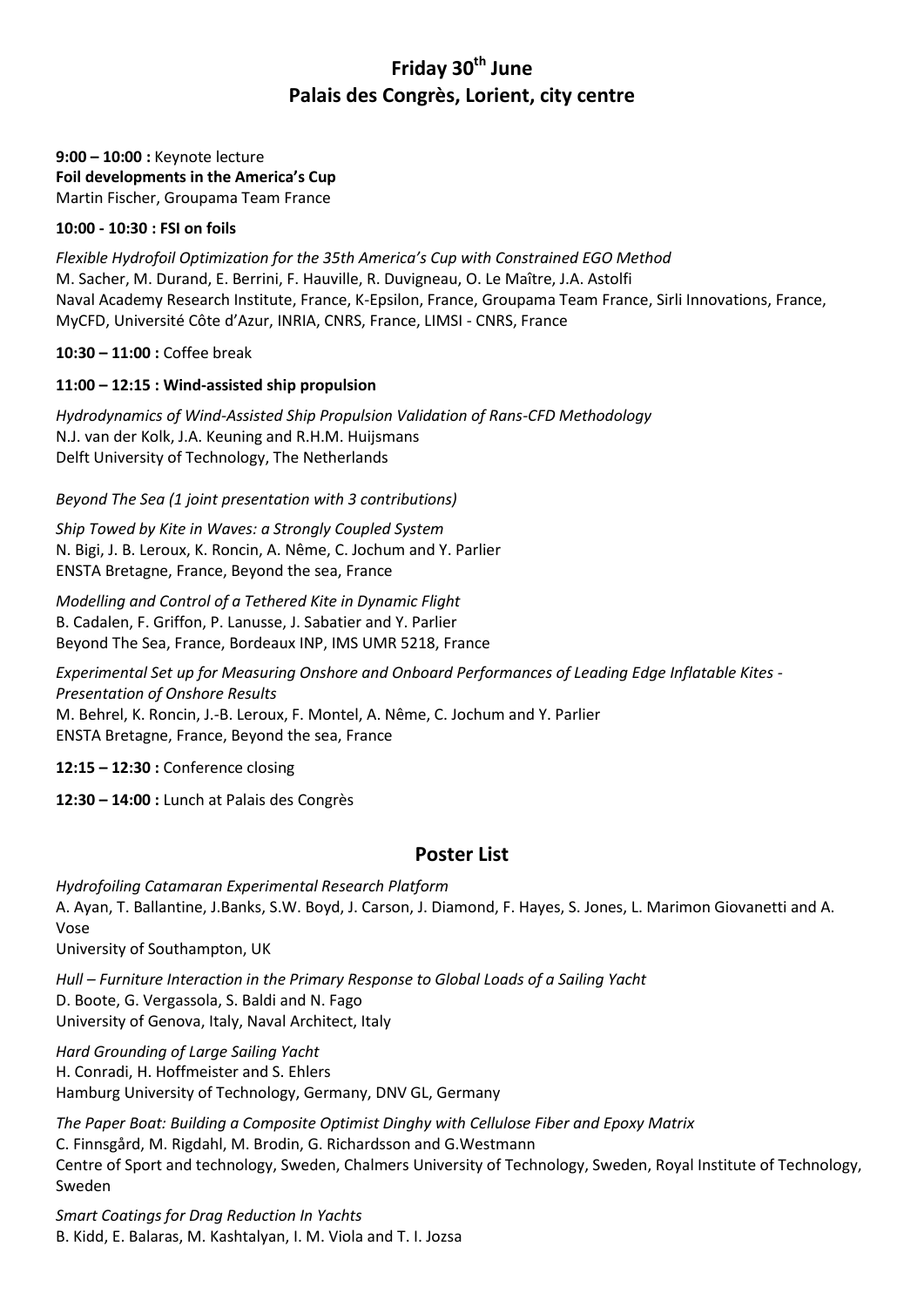# Friday 30th June
# Palais des Congrès, Lorient, city centre

**9:00 – 10:00 :** Keynote lecture
**Foil developments in the America's Cup**
Martin Fischer, Groupama Team France

**10:00 - 10:30 : FSI on foils**

*Flexible Hydrofoil Optimization for the 35th America's Cup with Constrained EGO Method*
M. Sacher, M. Durand, E. Berrini, F. Hauville, R. Duvigneau, O. Le Maître, J.A. Astolfi
Naval Academy Research Institute, France, K-Epsilon, France, Groupama Team France, Sirli Innovations, France, MyCFD, Université Côte d'Azur, INRIA, CNRS, France, LIMSI - CNRS, France

**10:30 – 11:00 :** Coffee break

**11:00 – 12:15 : Wind-assisted ship propulsion**

*Hydrodynamics of Wind-Assisted Ship Propulsion Validation of Rans-CFD Methodology*
N.J. van der Kolk, J.A. Keuning and R.H.M. Huijsmans
Delft University of Technology, The Netherlands

*Beyond The Sea (1 joint presentation with 3 contributions)*

*Ship Towed by Kite in Waves: a Strongly Coupled System*
N. Bigi, J. B. Leroux, K. Roncin, A. Nême, C. Jochum and Y. Parlier
ENSTA Bretagne, France, Beyond the sea, France

*Modelling and Control of a Tethered Kite in Dynamic Flight*
B. Cadalen, F. Griffon, P. Lanusse, J. Sabatier and Y. Parlier
Beyond The Sea, France, Bordeaux INP, IMS UMR 5218, France

*Experimental Set up for Measuring Onshore and Onboard Performances of Leading Edge Inflatable Kites - Presentation of Onshore Results*
M. Behrel, K. Roncin, J.-B. Leroux, F. Montel, A. Nême, C. Jochum and Y. Parlier
ENSTA Bretagne, France, Beyond the sea, France

**12:15 – 12:30 :** Conference closing

**12:30 – 14:00 :** Lunch at Palais des Congrès

## Poster List

*Hydrofoiling Catamaran Experimental Research Platform*
A. Ayan, T. Ballantine, J.Banks, S.W. Boyd, J. Carson, J. Diamond, F. Hayes, S. Jones, L. Marimon Giovanetti and A. Vose
University of Southampton, UK

*Hull – Furniture Interaction in the Primary Response to Global Loads of a Sailing Yacht*
D. Boote, G. Vergassola, S. Baldi and N. Fago
University of Genova, Italy, Naval Architect, Italy

*Hard Grounding of Large Sailing Yacht*
H. Conradi, H. Hoffmeister and S. Ehlers
Hamburg University of Technology, Germany, DNV GL, Germany

*The Paper Boat: Building a Composite Optimist Dinghy with Cellulose Fiber and Epoxy Matrix*
C. Finnsgård, M. Rigdahl, M. Brodin, G. Richardsson and G.Westmann
Centre of Sport and technology, Sweden, Chalmers University of Technology, Sweden, Royal Institute of Technology, Sweden

*Smart Coatings for Drag Reduction In Yachts*
B. Kidd, E. Balaras, M. Kashtalyan, I. M. Viola and T. I. Jozsa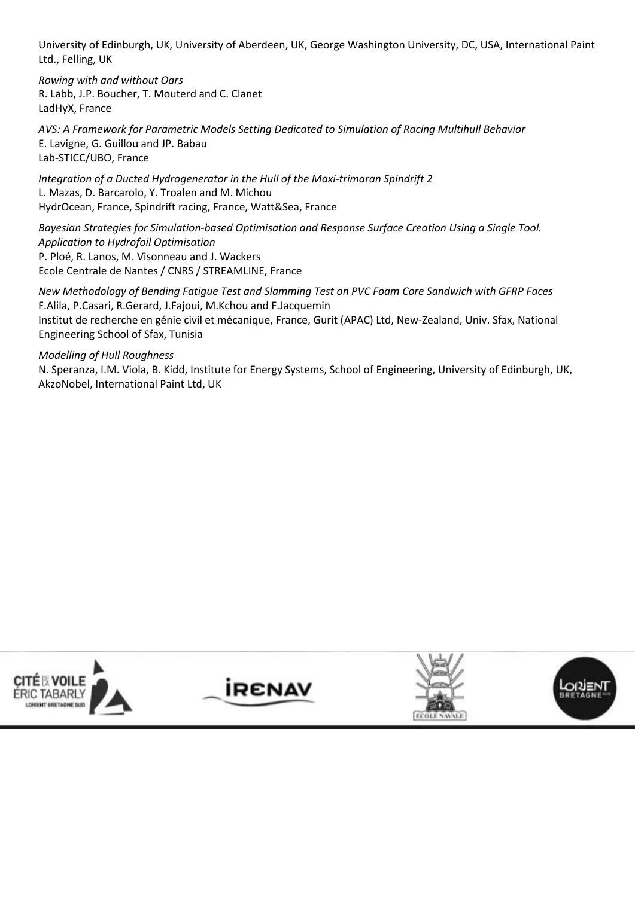University of Edinburgh, UK, University of Aberdeen, UK, George Washington University, DC, USA, International Paint Ltd., Felling, UK

*Rowing with and without Oars*
R. Labb, J.P. Boucher, T. Mouterd and C. Clanet
LadHyX, France

*AVS: A Framework for Parametric Models Setting Dedicated to Simulation of Racing Multihull Behavior*
E. Lavigne, G. Guillou and JP. Babau
Lab-STICC/UBO, France

*Integration of a Ducted Hydrogenerator in the Hull of the Maxi-trimaran Spindrift 2*
L. Mazas, D. Barcarolo, Y. Troalen and M. Michou
HydrOcean, France, Spindrift racing, France, Watt&Sea, France

*Bayesian Strategies for Simulation-based Optimisation and Response Surface Creation Using a Single Tool. Application to Hydrofoil Optimisation*
P. Ploé, R. Lanos, M. Visonneau and J. Wackers
Ecole Centrale de Nantes / CNRS / STREAMLINE, France

*New Methodology of Bending Fatigue Test and Slamming Test on PVC Foam Core Sandwich with GFRP Faces*
F.Alila, P.Casari, R.Gerard, J.Fajoui, M.Kchou and F.Jacquemin
Institut de recherche en génie civil et mécanique, France, Gurit (APAC) Ltd, New-Zealand, Univ. Sfax, National Engineering School of Sfax, Tunisia

*Modelling of Hull Roughness*
N. Speranza, I.M. Viola, B. Kidd, Institute for Energy Systems, School of Engineering, University of Edinburgh, UK, AkzoNobel, International Paint Ltd, UK